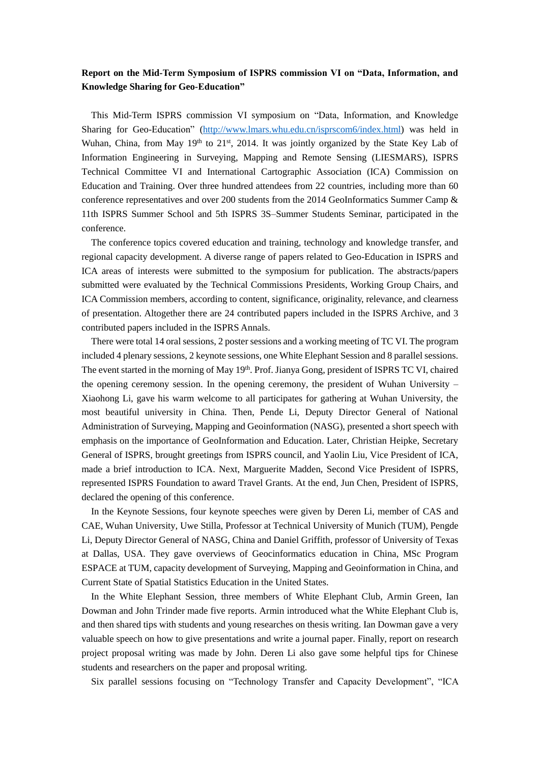**Report on the Mid-Term Symposium of ISPRS commission VI on "Data, Information, and Knowledge Sharing for Geo-Education"**

This Mid-Term ISPRS commission VI symposium on "Data, Information, and Knowledge Sharing for Geo-Education" (http://www.lmars.whu.edu.cn/isprscom6/index.html) was held in Wuhan, China, from May 19th to 21st, 2014. It was jointly organized by the State Key Lab of Information Engineering in Surveying, Mapping and Remote Sensing (LIESMARS), ISPRS Technical Committee VI and International Cartographic Association (ICA) Commission on Education and Training. Over three hundred attendees from 22 countries, including more than 60 conference representatives and over 200 students from the 2014 GeoInformatics Summer Camp & 11th ISPRS Summer School and 5th ISPRS 3S–Summer Students Seminar, participated in the conference.

The conference topics covered education and training, technology and knowledge transfer, and regional capacity development. A diverse range of papers related to Geo-Education in ISPRS and ICA areas of interests were submitted to the symposium for publication. The abstracts/papers submitted were evaluated by the Technical Commissions Presidents, Working Group Chairs, and ICA Commission members, according to content, significance, originality, relevance, and clearness of presentation. Altogether there are 24 contributed papers included in the ISPRS Archive, and 3 contributed papers included in the ISPRS Annals.

There were total 14 oral sessions, 2 poster sessions and a working meeting of TC VI. The program included 4 plenary sessions, 2 keynote sessions, one White Elephant Session and 8 parallel sessions. The event started in the morning of May 19th. Prof. Jianya Gong, president of ISPRS TC VI, chaired the opening ceremony session. In the opening ceremony, the president of Wuhan University – Xiaohong Li, gave his warm welcome to all participates for gathering at Wuhan University, the most beautiful university in China. Then, Pende Li, Deputy Director General of National Administration of Surveying, Mapping and Geoinformation (NASG), presented a short speech with emphasis on the importance of GeoInformation and Education. Later, Christian Heipke, Secretary General of ISPRS, brought greetings from ISPRS council, and Yaolin Liu, Vice President of ICA, made a brief introduction to ICA. Next, Marguerite Madden, Second Vice President of ISPRS, represented ISPRS Foundation to award Travel Grants. At the end, Jun Chen, President of ISPRS, declared the opening of this conference.

In the Keynote Sessions, four keynote speeches were given by Deren Li, member of CAS and CAE, Wuhan University, Uwe Stilla, Professor at Technical University of Munich (TUM), Pengde Li, Deputy Director General of NASG, China and Daniel Griffith, professor of University of Texas at Dallas, USA. They gave overviews of Geocinformatics education in China, MSc Program ESPACE at TUM, capacity development of Surveying, Mapping and Geoinformation in China, and Current State of Spatial Statistics Education in the United States.

In the White Elephant Session, three members of White Elephant Club, Armin Green, Ian Dowman and John Trinder made five reports. Armin introduced what the White Elephant Club is, and then shared tips with students and young researches on thesis writing. Ian Dowman gave a very valuable speech on how to give presentations and write a journal paper. Finally, report on research project proposal writing was made by John. Deren Li also gave some helpful tips for Chinese students and researchers on the paper and proposal writing.

Six parallel sessions focusing on "Technology Transfer and Capacity Development", "ICA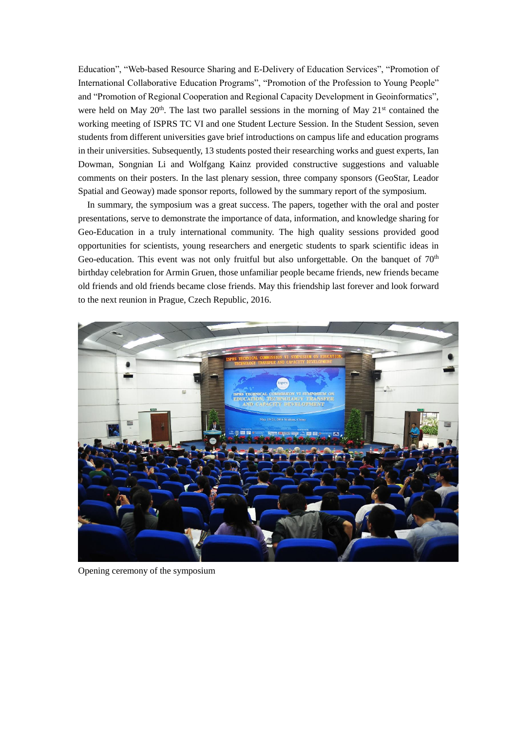Education", "Web-based Resource Sharing and E-Delivery of Education Services", "Promotion of International Collaborative Education Programs", "Promotion of the Profession to Young People" and "Promotion of Regional Cooperation and Regional Capacity Development in Geoinformatics", were held on May 20th. The last two parallel sessions in the morning of May 21st contained the working meeting of ISPRS TC VI and one Student Lecture Session. In the Student Session, seven students from different universities gave brief introductions on campus life and education programs in their universities. Subsequently, 13 students posted their researching works and guest experts, Ian Dowman, Songnian Li and Wolfgang Kainz provided constructive suggestions and valuable comments on their posters. In the last plenary session, three company sponsors (GeoStar, Leador Spatial and Geoway) made sponsor reports, followed by the summary report of the symposium.

In summary, the symposium was a great success. The papers, together with the oral and poster presentations, serve to demonstrate the importance of data, information, and knowledge sharing for Geo-Education in a truly international community. The high quality sessions provided good opportunities for scientists, young researchers and energetic students to spark scientific ideas in Geo-education. This event was not only fruitful but also unforgettable. On the banquet of 70th birthday celebration for Armin Gruen, those unfamiliar people became friends, new friends became old friends and old friends became close friends. May this friendship last forever and look forward to the next reunion in Prague, Czech Republic, 2016.

Opening ceremony of the symposium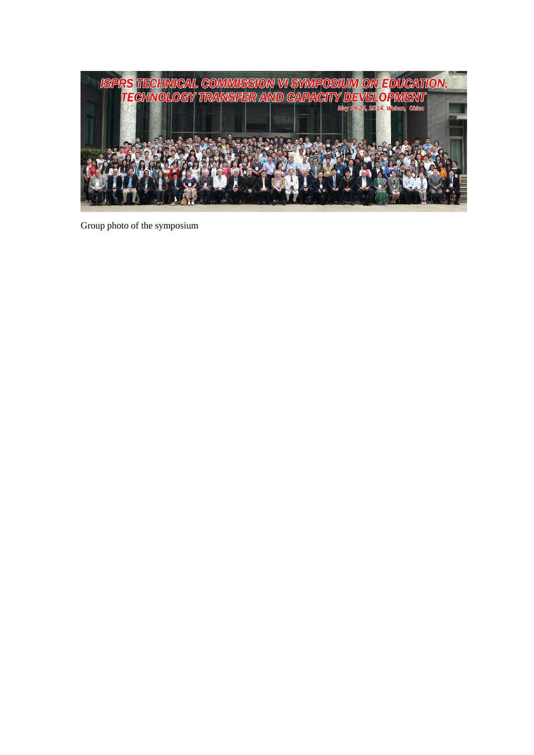Group photo of the symposium